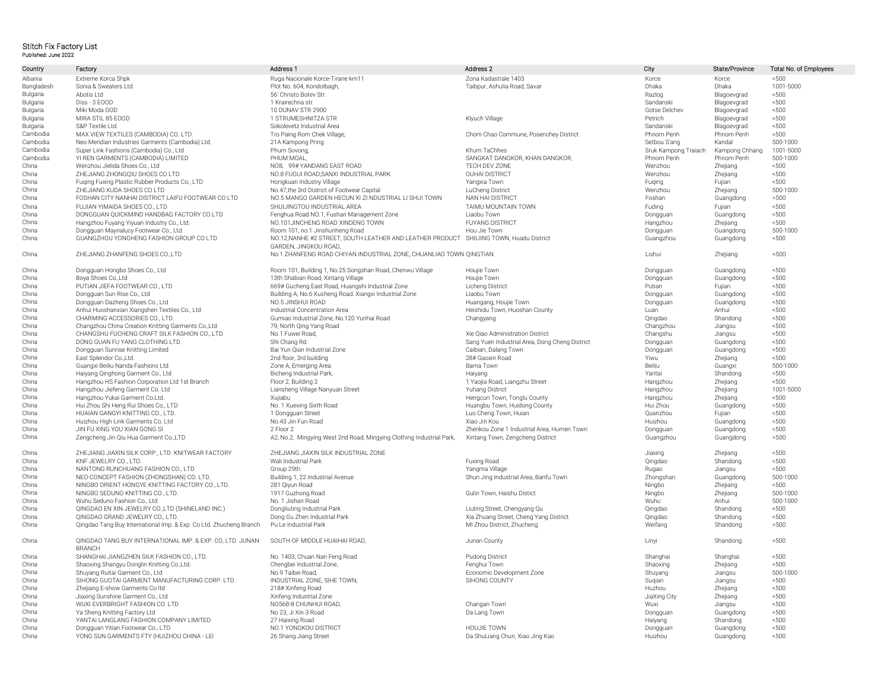# Stitch Fix Factory List

Published: June 2022

| Country | Factory | Address 1 | Address 2 | City | State/Province | Total No. of Employees |
|---|---|---|---|---|---|---|
| Albania | Extreme Korca Shpk | Ruga Nacionale Korce-Tirane km11 | Zona Kadastrale 1403 | Korce | Korce | <500 |
| Bangladesh | Sonia & Sweaters Ltd | Plot No. 604, Kondolbagh, | Taibpur, Ashulia Road, Savar | Dhaka | Dhaka | 1001-5000 |
| Bulgaria | Abotis Ltd | 56' Christo Botev Str. | | Razlog | Blagoevgrad | <500 |
| Bulgaria | Diss - 3 EOOD | 1 Krairechna str. | | Sandanski | Blagoevgrad | <500 |
| Bulgaria | Miki Moda OOD | 10 DUNAV STR 2900 | | Gotse Delchev | Blagoevgrad | <500 |
| Bulgaria | MIRA STIL 85 EOOD | 1 STRUMESHNITZA STR | Klyuch Village | Petrich | Blagoevgrad | <500 |
| Bulgaria | S&P Textile Ltd. | Sokolevetz Industrial Area | | Sandanski | Blagoevgrad | <500 |
| Cambodia | MAX VIEW TEXTILES (CAMBODIA) CO. LTD. | Tro Paing Rom Chek Village, | Chom Chao Commune, Posenchey District | Phnom Penh | Phnom Penh | <500 |
| Cambodia | Neo Meridian Industries Garments (Cambodia) Ltd. | 21A Kampong Pring | | Setbou S'ang | Kandal | 500-1000 |
| Cambodia | Super Link Fashions (Cambodia) Co., Ltd | Phum Sovong, | Khum TaChhes | Sruk Kampong Traiach | Kampong Chhang | 1001-5000 |
| Cambodia | YI REN GARMENTS (CAMBODIA) LIMITED | PHUM MOAL, | SANGKAT DANGKOR, KHAN DANGKOR, | Phnom Penh | Phnom Penh | 500-1000 |
| China | Wenzhou Jielida Shoes Co., Ltd | NO8, 99# YANDANG EAST ROAD | TECH DEV ZONE | Wenzhou | Zhejiang | <500 |
| China | ZHEJIANG ZHONGQIU SHOES CO LTD | NO.8 FUGUI ROAD,SANXI INDUSTRIAL PARK | OUHAI DISTRICT | Wenzhou | Zhejiang | <500 |
| China | Fuqing Fuxing Plastic Rubber Products Co., LTD | Hongkuan Industry Village | Yangxia Town | Fuqing | Fujian | <500 |
| China | ZHEJIANG XUDA SHOES CO LTD | No.47,the 3rd District of Footwear Capital | LuCheng District | Wenzhou | Zhejiang | 500-1000 |
| China | FOSHAN CITY NANHAI DISTRICT LAIFU FOOTWEAR CO LTD | NO.5 MANGO GARDEN HECUN XI ZI NDUSTRIAL LI SHUI TOWN | NAN HAI DISTRICT | Foshan | Guangdong | <500 |
| China | FUJIAN YIMAIDA SHOES CO., LTD | SHUIJINGTOU INDUSTRIAL AREA | TAIMU MOUNTAIN TOWN | Fuding | Fujian | <500 |
| China | DONGGUAN QUICKMIND HANDBAG FACTORY CO.LTD | Fenghua Road NO.1, Fushan Management Zone | Liaobu Town | Dongguan | Guangdong | <500 |
| China | Hangzhou Fuyang Yiyuan Industry Co., Ltd. | NO.101JINCHENG ROAD XINDENG TOWN | FUYANG DISTRICT | Hangzhou | Zhejiang | <500 |
| China | Dongguan Maynalucy Footwear Co., Ltd. | Room 101, no.1 Jinshunheng Road | Hou Jie Town | Dongguan | Guangdong | 500-1000 |
| China | GUANGZHOU YONGHENG FASHION GROUP CO LTD | NO.12,NANHE #2 STREET, SOUTH LEATHER AND LEATHER PRODUCT GARDEN, JINGKOU ROAD, | SHILIING TOWN, Huadu District | Guangzhou | Guangdong | <500 |
| China | ZHEJIANG ZHANFENG SHOES CO.,LTD | No.1 ZHANFENG ROAD CHIYAN INDUSTRIAL ZONE, CHUANLIAO TOWN QINGTIAN | | Lishui | Zhejiang | <500 |
| China | Dongguan Hongbo Shoes Co., Ltd | Room 101, Building 1, No.25 Songshan Road, Chenwu Village | Houjie Town | Dongguan | Guangdong | <500 |
| China | Boya Shoes Co.,Ltd | 13th Shabian Road, Xintang Village | Houjie Town | Dongguan | Guangdong | <500 |
| China | PUTIAN JIEFA FOOTWEAR CO., LTD | 669# Gucheng East Road, Huangshi Industrial Zone | Licheng District | Putian | Fujian | <500 |
| China | Dongguan Sun Rise Co., Ltd | Building A, No.6 Xusheng Road. Xiangxi Industrial Zone | Liaobu Town | Dongguan | Guangdong | <500 |
| China | Dongguan Dazheng Shoes Co., Ltd | NO.5 JINSHUI ROAD | Huangang, Houjie Town | Dongguan | Guangdong | <500 |
| China | Anhui Huoshanxian Xiangshen Textiles Co., Ltd | Industrial Concentration Area | Heishidu Town, Huoshan County | Luan | Anhui | <500 |
| China | CHARMING ACCESSORIES CO., LTD. | Gumiao Industrial Zone, No.120 Yunhai Road | Changyang | Qingdao | Shandong | <500 |
| China | Changzhou China Creation Knitting Garments Co.,Ltd | 79, North Qing Yang Road | | Changzhou | Jiangsu | <500 |
| China | CHANGSHU FUCHENG CRAFT SILK FASHION CO., LTD | No.1 Fuwei Road, | Xie Qiao Administration District | Changshu | Jiangsu | <500 |
| China | DONG GUAN FU YANG CLOTHING LTD. | Shi Chang Rd. | Sang Yuen Industrial Area, Dong Cheng District | Dongguan | Guangdong | <500 |
| China | Dongguan Sunrise Knitting Limited | Bai Yun Qian Industrial Zone | Caibian, Dalang Town | Dongguan | Guangdong | <500 |
| China | East Splendor Co.,Ltd. | 2nd floor, 3rd building | 28# Gaoxin Road | Yiwu | Zhejiang | <500 |
| China | Guangxi Beiliu Nanda Fashions Ltd | Zone A, Emerging Area | Bama Town | Beiliu | Guangxi | 500-1000 |
| China | Haiyang Qinghong Garment Co., Ltd | Bicheng Industrial Park, | Haiyang | Yantai | Shandong | <500 |
| China | Hangzhou HS Fashion Corporation Ltd 1st Branch | Floor 2, Building 2 | 1 Yaojia Road, Liangzhu Street | Hangzhou | Zhejiang | <500 |
| China | Hangzhou Jiefeng Garment Co. Ltd | Liansheng Village Nanyuan Street | Yuhang District | Hangzhou | Zhejiang | 1001-5000 |
| China | Hangzhou Yukai Garment Co.Ltd. | Xujiabu | Hengcun Town, Tonglu County | Hangzhou | Zhejiang | <500 |
| China | Hui Zhou Shi Heng Rui Shoes Co., LTD | No. 1 Xuexing Sixth Road | Huangbu Town, Huidong County | Hui Zhou | Guangdong | <500 |
| China | HUAIAN GANGYI KNITTING CO., LTD. | 1 Dongguan Street | Luo Cheng Town, Huian | Quanzhou | Fujian | <500 |
| China | Huizhou High Link Garments Co. Ltd | No.43 Jin Fun Road | Xiao Jin Kou | Huizhou | Guangdong | <500 |
| China | JIN FU XING YOU XIAN GONG SI | 2 Floor 2 | Zhenkou Zone 1 Industrial Area, Humen Town | Dongguan | Guangdong | <500 |
| China | Zengcheng Jin Qiu Hua Garment Co.,LTD | A2, No.2, Mingying West 2nd Road, Mingying Clothing Industrial Park, | Xintang Town, Zengcheng District | Guangzhou | Guangdong | <500 |
| China | ZHEJIANG JIAXIN SILK CORP., LTD. KNITWEAR FACTORY | ZHEJIANG JIAXIN SILK INDUSTRIAL ZONE | | Jiaxing | Zhejiang | <500 |
| China | KNF JEWELRY CO., LTD. | Wali Industrial Park | Fuxing Road | Qingdao | Shandong | <500 |
| China | NANTONG RUNCHUANG FASHION CO., LTD | Group 29th | Yangma Village | Rugao | Jiangsu | <500 |
| China | NEO-CONCEPT FASHION (ZHONGSHAN) CO. LTD. | Building 1, 22 Industrial Avenue | Shun Jing Industrial Area, Banfu Town | Zhongshan | Guangdong | 500-1000 |
| China | NINGBO ORIENT HONGYE KNITTING FACTORY CO., LTD. | 281 Qiyun Road | | Ningbo | Zhejiang | <500 |
| China | NINGBO SEDUNO KNITTING CO., LTD. | 1917 Guzhong Road | Gulin Town, Haishu Distict | Ningbo | Zhejiang | 500-1000 |
| China | Wuhu Seduno Fashion Co., Ltd | No. 1 Jishan Road | | Wuhu | Anhui | 500-1000 |
| China | QINGDAO EN XIN JEWELRY CO.,LTD (SHINELAND INC.) | Dongliuting Industrial Park | Liuting Street, Chengyang Qu | Qingdao | Shandong | <500 |
| China | QINGDAO GRAND JEWELRY CO., LTD. | Dong Gu Zhen Industrial Park | Xia Zhuang Street, Cheng Yang District | Qingdao | Shandong | <500 |
| China | Qingdao Tang Buy International Imp. & Exp. Co.Ltd. Zhucheng Branch | Pu Le Industrial Park | MI Zhou District, Zhucheng | Weifang | Shandong | <500 |
| China | QINGDAO TANG BUY INTERNATIONAL IMP. & EXP. CO, LTD. JUNAN BRANCH | SOUTH OF MIDDLE HUAIHAI ROAD, | Junan County | Linyi | Shandong | <500 |
| China | SHANGHAI JIANGZHEN SILK FASHION CO., LTD. | No. 1403, Chuan Nan Feng Road | Pudong District | Shanghai | Shanghai | <500 |
| China | Shaoxing Shangyu Donglin Knitting Co.,Ltd. | Chengbei Industrial Zone, | Fenghui Town | Shaoxing | Zhejiang | <500 |
| China | Shuyang Ruitai Garment Co., Ltd | No.9 Taibei Road, | Economic Development Zone | Shuyang | Jiangsu | 500-1000 |
| China | SIHONG GUOTAI GARMENT MANUFACTURING CORP. LTD. | INDUSTRIAL ZONE, SIHE TOWN, | SIHONG COUNTY | Suqian | Jiangsu | <500 |
| China | Zhejiang E-show Garments Co ltd | 218# Xinfeng Road | | Huzhou | Zhejiang | <500 |
| China | Jiaxing Sunshine Garment Co., Ltd | Xinfeng Industrial Zone | | JiaXing City | Zhejiang | <500 |
| China | WUXI EVERBRIGHT FASHION CO. LTD | NO568-8 CHUNHUI ROAD, | Changan Town | Wuxi | Jiangsu | <500 |
| China | Ya Sheng Knitting Factory Ltd | No 23, Ji Xin 3 Road | Da Lang Town | Dongguan | Guangdong | <500 |
| China | YANTAI LANGLANG FASHION COMPANY LIMITED | 27 Haixing Road | | Haiyang | Shandong | <500 |
| China | Dongguan Yitian Footwear Co., Ltd | NO.1 YONGKOU DISTRICT | HOUJIE TOWN | Dongguan | Guangdong | <500 |
| China | YONG SUN GARMENTS FTY (HUIZHOU CHINA - LEI | 26 Shang Jiang Street | Da ShuLiang Chun, Xiao Jing Kao | Huizhou | Guangdong | <500 |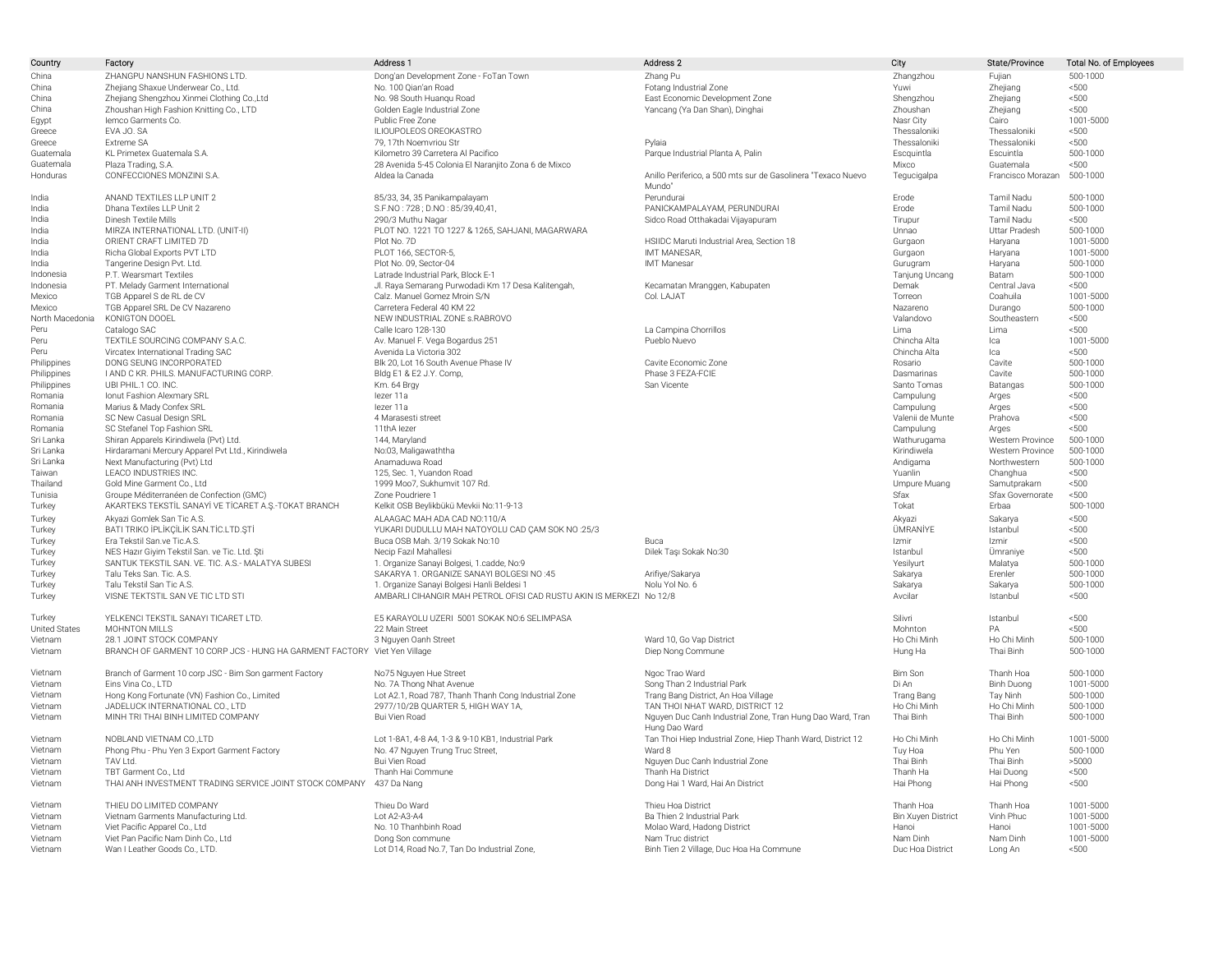| Country | Factory | Address 1 | Address 2 | City | State/Province | Total No. of Employees |
|---|---|---|---|---|---|---|
| China | ZHANGPU NANSHUN FASHIONS LTD. | Dong'an Development Zone - FoTan Town | Zhang Pu | Zhangzhou | Fujian | 500-1000 |
| China | Zhejiang Shaxue Underwear Co., Ltd. | No. 100 Qian'an Road | Fotang Industrial Zone | Yuwi | Zhejiang | <500 |
| China | Zhejiang Shengzhou Xinmei Clothing Co.,Ltd | No. 98 South Huanqu Road | East Economic Development Zone | Shengzhou | Zhejiang | <500 |
| China | Zhoushan High Fashion Knitting Co., LTD | Golden Eagle Industrial Zone | Yancang (Ya Dan Shan), Dinghai | Zhoushan | Zhejiang | <500 |
| Egypt | Iemco Garments Co. | Public Free Zone | | Nasr City | Cairo | 1001-5000 |
| Greece | EVA JO. SA | ILIOUPOLEOS OREOKASTRO | | Thessaloniki | Thessaloniki | <500 |
| Greece | Extreme SA | 79, 17th Noemvriou Str | Pylaia | Thessaloniki | Thessaloniki | <500 |
| Guatemala | KL Primetex Guatemala S.A. | Kilometro 39 Carretera Al Pacifico | Parque Industrial Planta A, Palin | Escquintla | Escuintla | 500-1000 |
| Guatemala | Plaza Trading, S.A. | 28 Avenida 5-45 Colonia El Naranjito Zona 6 de Mixco | | Mixco | Guatemala | <500 |
| Honduras | CONFECCIONES MONZINI S.A. | Aldea la Canada | Anillo Periferico, a 500 mts sur de Gasolinera "Texaco Nuevo Mundo" | Tegucigalpa | Francisco Morazan | 500-1000 |
| India | ANAND TEXTILES LLP UNIT 2 | 85/33, 34, 35 Panikampalayam | Perundurai | Erode | Tamil Nadu | 500-1000 |
| India | Dhana Textiles LLP Unit 2 | S.F.NO : 728 ; D.NO : 85/39,40,41, | PANICKAMPALAYAM, PERUNDURAI | Erode | Tamil Nadu | 500-1000 |
| India | Dinesh Textile Mills | 290/3 Muthu Nagar | Sidco Road Otthakadai Vijayapuram | Tirupur | Tamil Nadu | <500 |
| India | MIRZA INTERNATIONAL LTD. (UNIT-II) | PLOT NO. 1221 TO 1227 & 1265, SAHJANI, MAGARWARA | | Unnao | Uttar Pradesh | 500-1000 |
| India | ORIENT CRAFT LIMITED 7D | Plot No. 7D | HSIIDC Maruti Industrial Area, Section 18 | Gurgaon | Haryana | 1001-5000 |
| India | Richa Global Exports PVT LTD | PLOT 166, SECTOR-5, | IMT MANESAR, | Gurgaon | Haryana | 1001-5000 |
| India | Tangerine Design Pvt. Ltd. | Plot No. 09, Sector-04 | IMT Manesar | Gurugram | Haryana | 500-1000 |
| Indonesia | P.T. Wearsmart Textiles | Latrade Industrial Park, Block E-1 | | Tanjung Uncang | Batam | 500-1000 |
| Indonesia | PT. Melady Garment International | Jl. Raya Semarang Purwodadi Km 17 Desa Kalitengah, | Kecamatan Mranggen, Kabupaten | Demak | Central Java | <500 |
| Mexico | TGB Apparel S de RL de CV | Calz. Manuel Gomez Mroin S/N | Col. LAJAT | Torreon | Coahuila | 1001-5000 |
| Mexico | TGB Apparel SRL De CV Nazareno | Carretera Federal 40 KM 22 | | Nazareno | Durango | 500-1000 |
| North Macedonia | KONIGTON DOOEL | NEW INDUSTRIAL ZONE s.RABROVO | | Valandovo | Southeastern | <500 |
| Peru | Catalogo SAC | Calle Icaro 128-130 | La Campina Chorrillos | Lima | Lima | <500 |
| Peru | TEXTILE SOURCING COMPANY S.A.C. | Av. Manuel F. Vega Bogardus 251 | Pueblo Nuevo | Chincha Alta | Ica | 1001-5000 |
| Peru | Vircatex International Trading SAC | Avenida La Victoria 302 | | Chincha Alta | Ica | <500 |
| Philippines | DONG SEUNG INCORPORATED | Blk 20, Lot 16 South Avenue Phase IV | Cavite Economic Zone | Rosario | Cavite | 500-1000 |
| Philippines | I AND C KR. PHILS. MANUFACTURING CORP. | Bldg E1 & E2 J.Y. Comp, | Phase 3 FEZA-FCIE | Dasmarinas | Cavite | 500-1000 |
| Philippines | UBI PHIL.1 CO. INC. | Km. 64 Brgy | San Vicente | Santo Tomas | Batangas | 500-1000 |
| Romania | Ionut Fashion Alexmary SRL | Iezer 11a | | Campulung | Arges | <500 |
| Romania | Marius & Mady Confex SRL | Iezer 11a | | Campulung | Arges | <500 |
| Romania | SC New Casual Design SRL | 4 Marasesti street | | Valenii de Munte | Prahova | <500 |
| Romania | SC Stefanel Top Fashion SRL | 11thA Iezer | | Campulung | Arges | <500 |
| Sri Lanka | Shiran Apparels Kirindiwela (Pvt) Ltd. | 144, Maryland | | Wathurugama | Western Province | 500-1000 |
| Sri Lanka | Hirdaramani Mercury Apparel Pvt Ltd., Kirindiwela | No:03, Maligawaththa | | Kirindiwela | Western Province | 500-1000 |
| Sri Lanka | Next Manufacturing (Pvt) Ltd | Anamaduwa Road | | Andigama | Northwestern | 500-1000 |
| Taiwan | LEACO INDUSTRIES INC. | 125, Sec. 1, Yuandon Road | | Yuanlin | Changhua | <500 |
| Thailand | Gold Mine Garment Co., Ltd | 1999 Moo7, Sukhumvit 107 Rd. | | Umpure Muang | Samutprakarn | <500 |
| Tunisia | Groupe Méditerranéen de Confection (GMC) | Zone Poudriere 1 | | Sfax | Sfax Governorate | <500 |
| Turkey | AKARTEKS TEKSTİL SANAYİ VE TİCARET A.Ş.-TOKAT BRANCH | Kelkit OSB Beylikbükü Mevkii No:11-9-13 | | Tokat | Erbaa | 500-1000 |
| Turkey | Akyazi Gomlek San Tic A.S. | ALAAGAC MAH ADA CAD NO:110/A | | Akyazi | Sakarya | <500 |
| Turkey | BATI TRIKO İPLİKÇİLİK SAN.TİC.LTD.ŞTİ | YUKARI DUDULLU MAH NATOYOLU CAD ÇAM SOK NO :25/3 | | ÜMRANİYE | Istanbul | <500 |
| Turkey | Era Tekstil San.ve Tic.A.S. | Buca OSB Mah. 3/19 Sokak No:10 | Buca | Izmir | Izmir | <500 |
| Turkey | NES Hazır Giyim Tekstil San. ve Tic. Ltd. Şti | Necip Fazıl Mahallesi | Dilek Taşı Sokak No:30 | Istanbul | Ümraniye | <500 |
| Turkey | SANTUK TEKSTIL SAN. VE. TIC. A.S.- MALATYA SUBESI | 1. Organize Sanayi Bolgesi, 1.cadde, No:9 | | Yesilyurt | Malatya | 500-1000 |
| Turkey | Talu Teks San. Tic. A.S. | SAKARYA 1. ORGANIZE SANAYI BOLGESI NO :45 | Arifiye/Sakarya | Sakarya | Erenler | 500-1000 |
| Turkey | Talu Tekstil San Tic A.S. | 1. Organize Sanayi Bolgesi Hanli Beldesi 1 | Nolu Yol No. 6 | Sakarya | Sakarya | 500-1000 |
| Turkey | VISNE TEKTSTIL SAN VE TIC LTD STI | AMBARLI CIHANGIR MAH PETROL OFISI CAD RUSTU AKIN IS MERKEZI | No 12/8 | Avcilar | Istanbul | <500 |
| Turkey | YELKENCI TEKSTIL SANAYI TICARET LTD. | E5 KARAYOLU UZERI 5001 SOKAK NO:6 SELIMPASA | | Silivri | Istanbul | <500 |
| United States | MOHNTON MILLS | 22 Main Street | | Mohnton | PA | <500 |
| Vietnam | 28.1 JOINT STOCK COMPANY | 3 Nguyen Oanh Street | Ward 10, Go Vap District | Ho Chi Minh | Ho Chi Minh | 500-1000 |
| Vietnam | BRANCH OF GARMENT 10 CORP JCS - HUNG HA GARMENT FACTORY | Viet Yen Village | Diep Nong Commune | Hung Ha | Thai Binh | 500-1000 |
| Vietnam | Branch of Garment 10 corp JSC - Bim Son garment Factory | No75 Nguyen Hue Street | Ngoc Trao Ward | Bim Son | Thanh Hoa | 500-1000 |
| Vietnam | Eins Vina Co., LTD | No. 7A Thong Nhat Avenue | Song Than 2 Industrial Park | Di An | Binh Duong | 1001-5000 |
| Vietnam | Hong Kong Fortunate (VN) Fashion Co., Limited | Lot A2.1, Road 787, Thanh Thanh Cong Industrial Zone | Trang Bang District, An Hoa Village | Trang Bang | Tay Ninh | 500-1000 |
| Vietnam | JADELUCK INTERNATIONAL CO., LTD | 2977/10/2B QUARTER 5, HIGH WAY 1A, | TAN THOI NHAT WARD, DISTRICT 12 | Ho Chi Minh | Ho Chi Minh | 500-1000 |
| Vietnam | MINH TRI THAI BINH LIMITED COMPANY | Bui Vien Road | Nguyen Duc Canh Industrial Zone, Tran Hung Dao Ward, Tran Hung Dao Ward | Thai Binh | Thai Binh | 500-1000 |
| Vietnam | NOBLAND VIETNAM CO.,LTD | Lot 1-8A1, 4-8 A4, 1-3 & 9-10 KB1, Industrial Park | Tan Thoi Hiep Industrial Zone, Hiep Thanh Ward, District 12 | Ho Chi Minh | Ho Chi Minh | 1001-5000 |
| Vietnam | Phong Phu - Phu Yen 3 Export Garment Factory | No. 47 Nguyen Trung Truc Street, | Ward 8 | Tuy Hoa | Phu Yen | 500-1000 |
| Vietnam | TAV Ltd. | Bui Vien Road | Nguyen Duc Canh Industrial Zone | Thai Binh | Thai Binh | >5000 |
| Vietnam | TBT Garment Co., Ltd | Thanh Hai Commune | Thanh Ha District | Thanh Ha | Hai Duong | <500 |
| Vietnam | THAI ANH INVESTMENT TRADING SERVICE JOINT STOCK COMPANY | 437 Da Nang | Dong Hai 1 Ward, Hai An District | Hai Phong | Hai Phong | <500 |
| Vietnam | THIEU DO LIMITED COMPANY | Thieu Do Ward | Thieu Hoa District | Thanh Hoa | Thanh Hoa | 1001-5000 |
| Vietnam | Vietnam Garments Manufacturing Ltd. | Lot A2-A3-A4 | Ba Thien 2 Industrial Park | Bin Xuyen District | Vinh Phuc | 1001-5000 |
| Vietnam | Viet Pacific Apparel Co., Ltd | No. 10 Thanhbinh Road | Molao Ward, Hadong District | Hanoi | Hanoi | 1001-5000 |
| Vietnam | Viet Pan Pacific Nam Dinh Co., Ltd | Dong Son commune | Nam Truc district | Nam Dinh | Nam Dinh | 1001-5000 |
| Vietnam | Wan I Leather Goods Co., LTD. | Lot D14, Road No.7, Tan Do Industrial Zone, | Binh Tien 2 Village, Duc Hoa Ha Commune | Duc Hoa District | Long An | <500 |